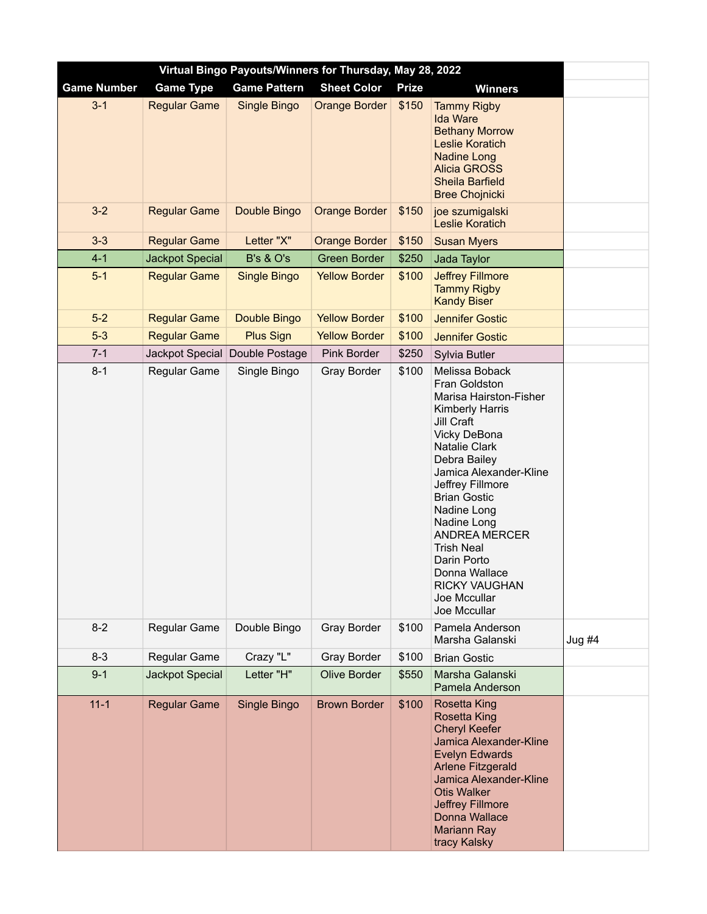| Virtual Bingo Payouts/Winners for Thursday, May 28, 2022 | | | | | | |
|---|---|---|---|---|---|---|
| Game Number | Game Type | Game Pattern | Sheet Color | Prize | Winners | |
| 3-1 | Regular Game | Single Bingo | Orange Border | $150 | Tammy Rigby<br>Ida Ware<br>Bethany Morrow<br>Leslie Koratich<br>Nadine Long<br>Alicia GROSS<br>Sheila Barfield<br>Bree Chojnicki | |
| 3-2 | Regular Game | Double Bingo | Orange Border | $150 | joe szumigalski<br>Leslie Koratich | |
| 3-3 | Regular Game | Letter "X" | Orange Border | $150 | Susan Myers | |
| 4-1 | Jackpot Special | B's & O's | Green Border | $250 | Jada Taylor | |
| 5-1 | Regular Game | Single Bingo | Yellow Border | $100 | Jeffrey Fillmore<br>Tammy Rigby<br>Kandy Biser | |
| 5-2 | Regular Game | Double Bingo | Yellow Border | $100 | Jennifer Gostic | |
| 5-3 | Regular Game | Plus Sign | Yellow Border | $100 | Jennifer Gostic | |
| 7-1 | Jackpot Special | Double Postage | Pink Border | $250 | Sylvia Butler | |
| 8-1 | Regular Game | Single Bingo | Gray Border | $100 | Melissa Boback<br>Fran Goldston<br>Marisa Hairston-Fisher<br>Kimberly Harris<br>Jill Craft<br>Vicky DeBona<br>Natalie Clark<br>Debra Bailey<br>Jamica Alexander-Kline<br>Jeffrey Fillmore<br>Brian Gostic<br>Nadine Long<br>Nadine Long<br>ANDREA MERCER<br>Trish Neal<br>Darin Porto<br>Donna Wallace<br>RICKY VAUGHAN<br>Joe Mccullar<br>Joe Mccullar | |
| 8-2 | Regular Game | Double Bingo | Gray Border | $100 | Pamela Anderson<br>Marsha Galanski | Jug #4 |
| 8-3 | Regular Game | Crazy "L" | Gray Border | $100 | Brian Gostic | |
| 9-1 | Jackpot Special | Letter "H" | Olive Border | $550 | Marsha Galanski<br>Pamela Anderson | |
| 11-1 | Regular Game | Single Bingo | Brown Border | $100 | Rosetta King<br>Rosetta King<br>Cheryl Keefer<br>Jamica Alexander-Kline<br>Evelyn Edwards<br>Arlene Fitzgerald<br>Jamica Alexander-Kline<br>Otis Walker<br>Jeffrey Fillmore<br>Donna Wallace<br>Mariann Ray<br>tracy Kalsky | |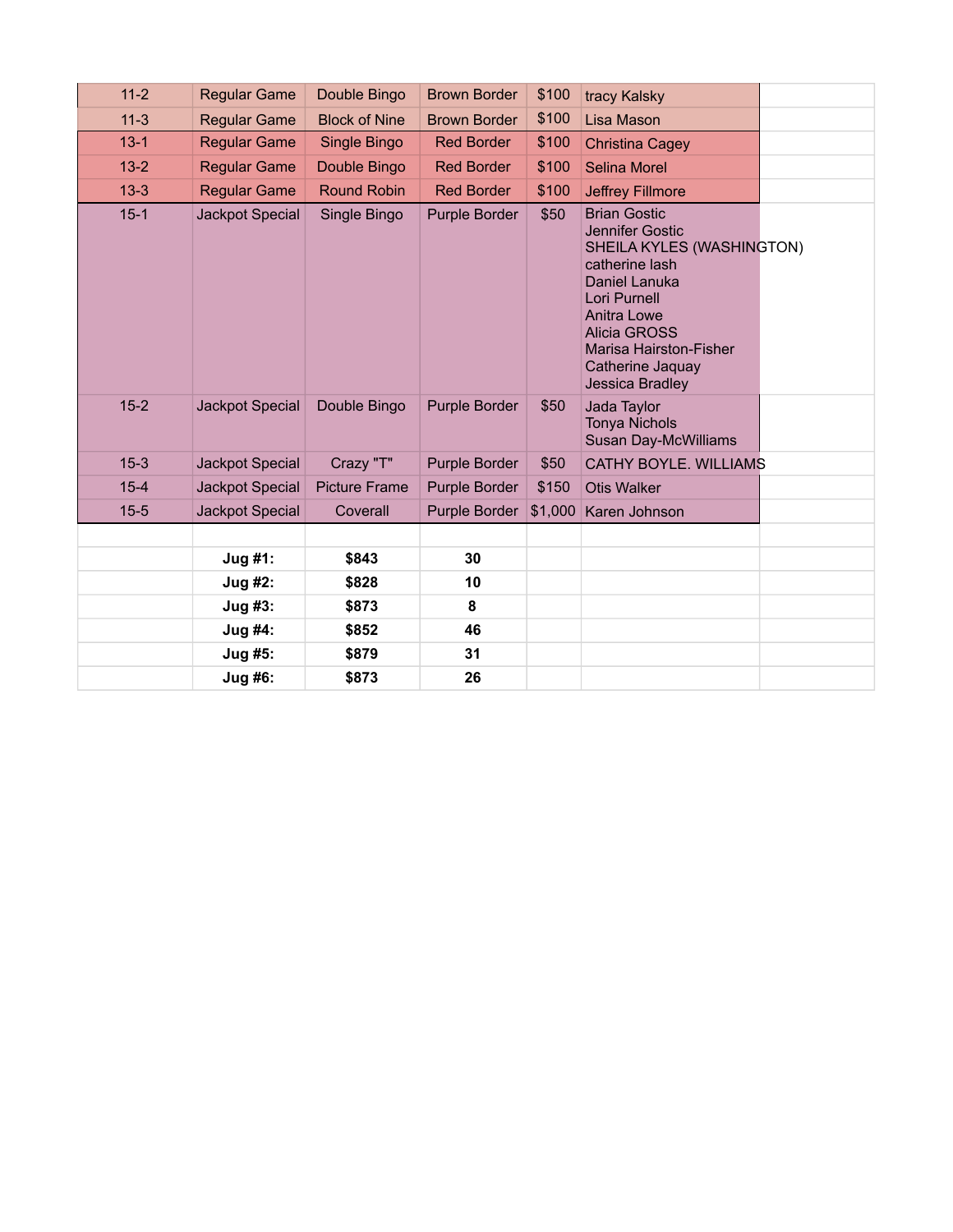| | | | | | | |
|---|---|---|---|---|---|---|
| 11-2 | Regular Game | Double Bingo | Brown Border | $100 | tracy Kalsky | |
| 11-3 | Regular Game | Block of Nine | Brown Border | $100 | Lisa Mason | |
| 13-1 | Regular Game | Single Bingo | Red Border | $100 | Christina Cagey | |
| 13-2 | Regular Game | Double Bingo | Red Border | $100 | Selina Morel | |
| 13-3 | Regular Game | Round Robin | Red Border | $100 | Jeffrey Fillmore | |
| 15-1 | Jackpot Special | Single Bingo | Purple Border | $50 | Brian Gostic<br>Jennifer Gostic<br>SHEILA KYLES (WASHINGTON)<br>catherine lash<br>Daniel Lanuka<br>Lori Purnell<br>Anitra Lowe<br>Alicia GROSS<br>Marisa Hairston-Fisher<br>Catherine Jaquay<br>Jessica Bradley | |
| 15-2 | Jackpot Special | Double Bingo | Purple Border | $50 | Jada Taylor<br>Tonya Nichols<br>Susan Day-McWilliams | |
| 15-3 | Jackpot Special | Crazy "T" | Purple Border | $50 | CATHY BOYLE. WILLIAMS | |
| 15-4 | Jackpot Special | Picture Frame | Purple Border | $150 | Otis Walker | |
| 15-5 | Jackpot Special | Coverall | Purple Border | $1,000 | Karen Johnson | |
| | | | | | | |
| | **Jug #1:** | **$843** | **30** | | | |
| | **Jug #2:** | **$828** | **10** | | | |
| | **Jug #3:** | **$873** | **8** | | | |
| | **Jug #4:** | **$852** | **46** | | | |
| | **Jug #5:** | **$879** | **31** | | | |
| | **Jug #6:** | **$873** | **26** | | | |